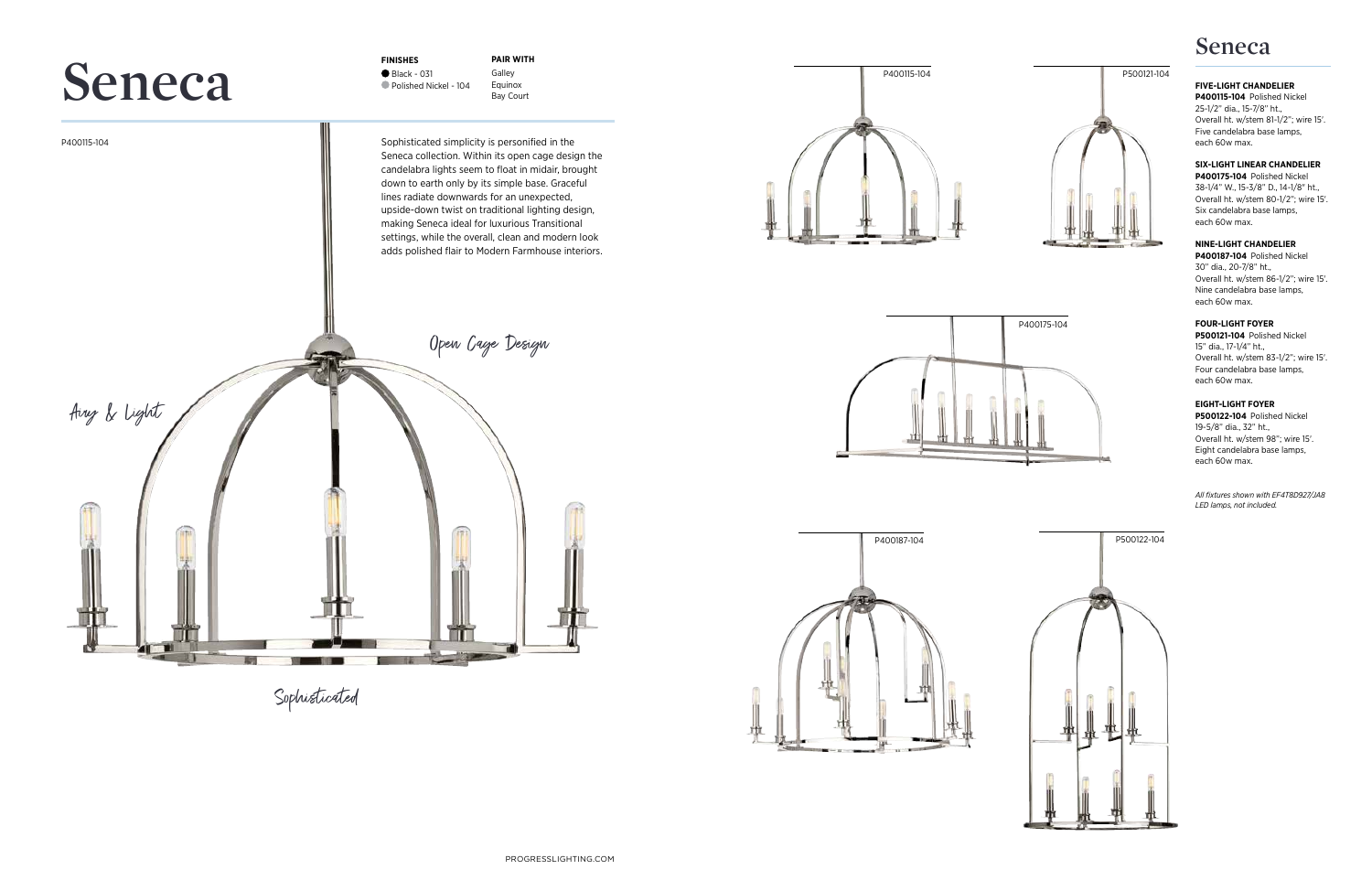# Seneca

**FINISHES**
- Black - 031
- Polished Nickel - 104

**PAIR WITH**
Galley
Equinox
Bay Court

P400115-104

Sophisticated simplicity is personified in the Seneca collection. Within its open cage design the candelabra lights seem to float in midair, brought down to earth only by its simple base. Graceful lines radiate downwards for an unexpected, upside-down twist on traditional lighting design, making Seneca ideal for luxurious Transitional settings, while the overall, clean and modern look adds polished flair to Modern Farmhouse interiors.

Open Cage Design

Airy & Light

Sophisticated

P400115-104

P500121-104

P400175-104

P400187-104

P500122-104

## Seneca

**FIVE-LIGHT CHANDELIER**
**P400115-104** Polished Nickel
25-1/2" dia., 15-7/8" ht.,
Overall ht. w/stem 81-1/2"; wire 15'.
Five candelabra base lamps,
each 60w max.

**SIX-LIGHT LINEAR CHANDELIER**
**P400175-104** Polished Nickel
38-1/4" W., 15-3/8" D., 14-1/8" ht.,
Overall ht. w/stem 80-1/2"; wire 15'.
Six candelabra base lamps,
each 60w max.

**NINE-LIGHT CHANDELIER**
**P400187-104** Polished Nickel
30" dia., 20-7/8" ht.,
Overall ht. w/stem 86-1/2"; wire 15'.
Nine candelabra base lamps,
each 60w max.

**FOUR-LIGHT FOYER**
**P500121-104** Polished Nickel
15" dia., 17-1/4" ht.,
Overall ht. w/stem 83-1/2"; wire 15'.
Four candelabra base lamps,
each 60w max.

**EIGHT-LIGHT FOYER**
**P500122-104** Polished Nickel
19-5/8" dia., 32" ht.,
Overall ht. w/stem 98"; wire 15'.
Eight candelabra base lamps,
each 60w max.

*All fixtures shown with EF4T8D927/JA8 LED lamps, not included.*

PROGRESSLIGHTING.COM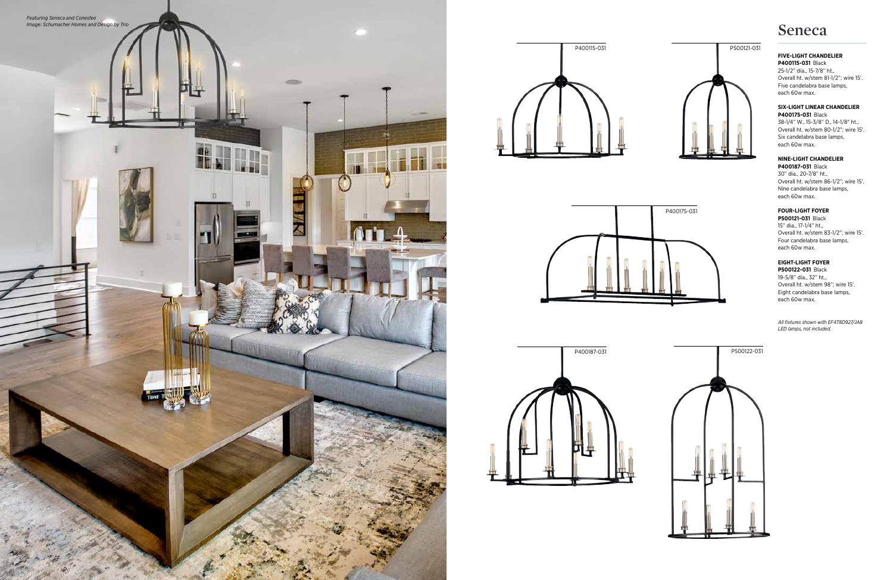*Featuring Seneca and Conestee*
*Image: Schumacher Homes and Design by Trio*

P400115-031

P500121-031

P400175-031

P400187-031

P500122-031

# Seneca

**FIVE-LIGHT CHANDELIER**
**P400115-031** Black
25-1/2" dia., 15-7/8" ht.,
Overall ht. w/stem 81-1/2"; wire 15'.
Five candelabra base lamps,
each 60w max.

**SIX-LIGHT LINEAR CHANDELIER**
**P400175-031** Black
38-1/4" W., 15-3/8" D., 14-1/8" ht.,
Overall ht. w/stem 80-1/2"; wire 15'.
Six candelabra base lamps,
each 60w max.

**NINE-LIGHT CHANDELIER**
**P400187-031** Black
30" dia., 20-7/8" ht.,
Overall ht. w/stem 86-1/2"; wire 15'.
Nine candelabra base lamps,
each 60w max.

**FOUR-LIGHT FOYER**
**P500121-031** Black
15" dia., 17-1/4" ht.,
Overall ht. w/stem 83-1/2"; wire 15'.
Four candelabra base lamps,
each 60w max.

**EIGHT-LIGHT FOYER**
**P500122-031** Black
19-5/8" dia., 32" ht.,
Overall ht. w/stem 98"; wire 15'.
Eight candelabra base lamps,
each 60w max.

*All fixtures shown with EF4T8D927/JA8 LED lamps, not included.*